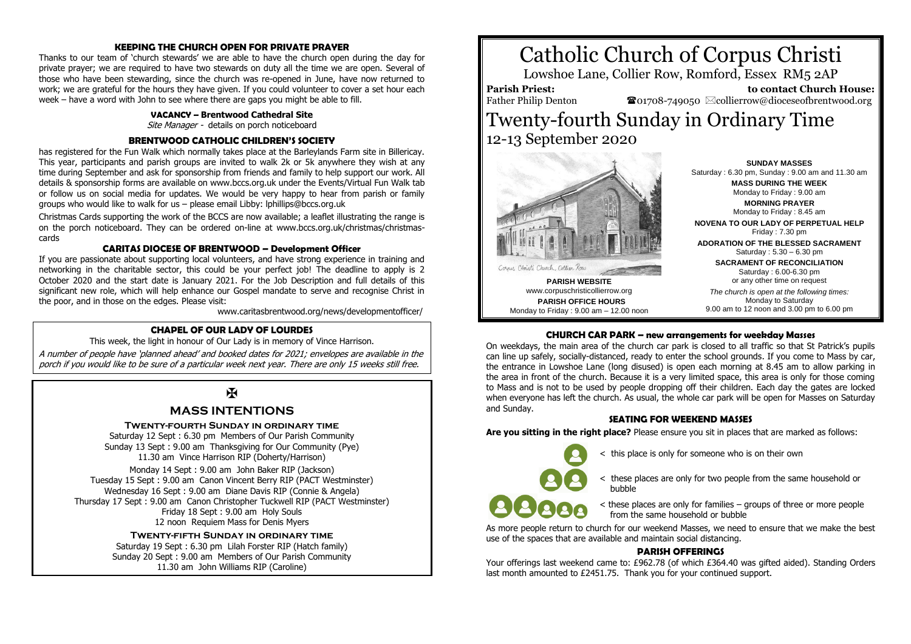# Catholic Church of Corpus Christi

Lowshoe Lane, Collier Row, Romford, Essex RM5 2AP

**Parish Priest:** Father Philip Denton

**to contact Church House:** ☎01708-749050 ✉collierrow@dioceseofbrentwood.org

# Twenty-fourth Sunday in Ordinary Time

12-13 September 2020

Corpus Christi Church, Collier Row

**PARISH WEBSITE**
www.corpuschristicollierrow.org

**PARISH OFFICE HOURS**
Monday to Friday : 9.00 am – 12.00 noon

**SUNDAY MASSES**
Saturday : 6.30 pm, Sunday : 9.00 am and 11.30 am

**MASS DURING THE WEEK**
Monday to Friday : 9.00 am

**MORNING PRAYER**
Monday to Friday : 8.45 am

**NOVENA TO OUR LADY OF PERPETUAL HELP**
Friday : 7.30 pm

**ADORATION OF THE BLESSED SACRAMENT**
Saturday : 5.30 – 6.30 pm

**SACRAMENT OF RECONCILIATION**
Saturday : 6.00-6.30 pm
or any other time on request

*The church is open at the following times:*
Monday to Saturday
9.00 am to 12 noon and 3.00 pm to 6.00 pm

## KEEPING THE CHURCH OPEN FOR PRIVATE PRAYER

Thanks to our team of 'church stewards' we are able to have the church open during the day for private prayer; we are required to have two stewards on duty all the time we are open. Several of those who have been stewarding, since the church was re-opened in June, have now returned to work; we are grateful for the hours they have given. If you could volunteer to cover a set hour each week – have a word with John to see where there are gaps you might be able to fill.

## VACANCY – Brentwood Cathedral Site

*Site Manager* - details on porch noticeboard

## BRENTWOOD CATHOLIC CHILDREN'S SOCIETY

has registered for the Fun Walk which normally takes place at the Barleylands Farm site in Billericay. This year, participants and parish groups are invited to walk 2k or 5k anywhere they wish at any time during September and ask for sponsorship from friends and family to help support our work. All details & sponsorship forms are available on www.bccs.org.uk under the Events/Virtual Fun Walk tab or follow us on social media for updates. We would be very happy to hear from parish or family groups who would like to walk for us – please email Libby: lphillips@bccs.org.uk

Christmas Cards supporting the work of the BCCS are now available; a leaflet illustrating the range is on the porch noticeboard. They can be ordered on-line at www.bccs.org.uk/christmas/christmas-cards

## CARITAS DIOCESE OF BRENTWOOD – Development Officer

If you are passionate about supporting local volunteers, and have strong experience in training and networking in the charitable sector, this could be your perfect job! The deadline to apply is 2 October 2020 and the start date is January 2021. For the Job Description and full details of this significant new role, which will help enhance our Gospel mandate to serve and recognise Christ in the poor, and in those on the edges. Please visit:

www.caritasbrentwood.org/news/developmentofficer/

## CHAPEL OF OUR LADY OF LOURDES

This week, the light in honour of Our Lady is in memory of Vince Harrison.

*A number of people have 'planned ahead' and booked dates for 2021; envelopes are available in the porch if you would like to be sure of a particular week next year. There are only 15 weeks still free.*

✠

## MASS INTENTIONS

### Twenty-fourth Sunday in ordinary time

Saturday 12 Sept : 6.30 pm Members of Our Parish Community
Sunday 13 Sept : 9.00 am Thanksgiving for Our Community (Pye)
11.30 am Vince Harrison RIP (Doherty/Harrison)

Monday 14 Sept : 9.00 am John Baker RIP (Jackson)
Tuesday 15 Sept : 9.00 am Canon Vincent Berry RIP (PACT Westminster)
Wednesday 16 Sept : 9.00 am Diane Davis RIP (Connie & Angela)
Thursday 17 Sept : 9.00 am Canon Christopher Tuckwell RIP (PACT Westminster)
Friday 18 Sept : 9.00 am Holy Souls
12 noon Requiem Mass for Denis Myers

### Twenty-fifth Sunday in ordinary time

Saturday 19 Sept : 6.30 pm Lilah Forster RIP (Hatch family)
Sunday 20 Sept : 9.00 am Members of Our Parish Community
11.30 am John Williams RIP (Caroline)

## CHURCH CAR PARK – new arrangements for weekday Masses

On weekdays, the main area of the church car park is closed to all traffic so that St Patrick's pupils can line up safely, socially-distanced, ready to enter the school grounds. If you come to Mass by car, the entrance in Lowshoe Lane (long disused) is open each morning at 8.45 am to allow parking in the area in front of the church. Because it is a very limited space, this area is only for those coming to Mass and is not to be used by people dropping off their children. Each day the gates are locked when everyone has left the church. As usual, the whole car park will be open for Masses on Saturday and Sunday.

## SEATING FOR WEEKEND MASSES

**Are you sitting in the right place?** Please ensure you sit in places that are marked as follows:

- < this place is only for someone who is on their own
- < these places are only for two people from the same household or bubble
- < these places are only for families – groups of three or more people from the same household or bubble

As more people return to church for our weekend Masses, we need to ensure that we make the best use of the spaces that are available and maintain social distancing.

## PARISH OFFERINGS

Your offerings last weekend came to: £962.78 (of which £364.40 was gifted aided). Standing Orders last month amounted to £2451.75. Thank you for your continued support.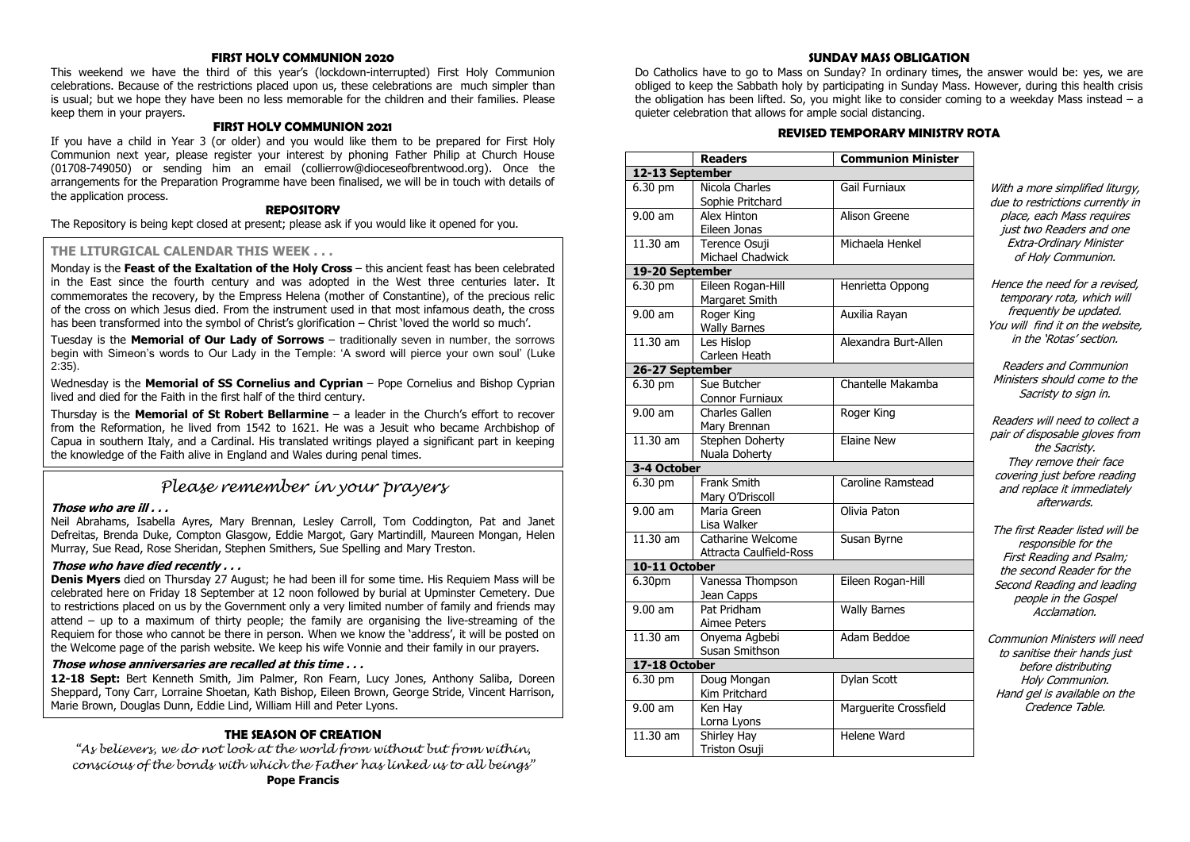## FIRST HOLY COMMUNION 2020

This weekend we have the third of this year's (lockdown-interrupted) First Holy Communion celebrations. Because of the restrictions placed upon us, these celebrations are much simpler than is usual; but we hope they have been no less memorable for the children and their families. Please keep them in your prayers.

## FIRST HOLY COMMUNION 2021

If you have a child in Year 3 (or older) and you would like them to be prepared for First Holy Communion next year, please register your interest by phoning Father Philip at Church House (01708-749050) or sending him an email (collierrow@dioceseofbrentwood.org). Once the arrangements for the Preparation Programme have been finalised, we will be in touch with details of the application process.

## REPOSITORY

The Repository is being kept closed at present; please ask if you would like it opened for you.

## THE LITURGICAL CALENDAR THIS WEEK . . .

Monday is the **Feast of the Exaltation of the Holy Cross** – this ancient feast has been celebrated in the East since the fourth century and was adopted in the West three centuries later. It commemorates the recovery, by the Empress Helena (mother of Constantine), of the precious relic of the cross on which Jesus died. From the instrument used in that most infamous death, the cross has been transformed into the symbol of Christ's glorification – Christ 'loved the world so much'.

Tuesday is the **Memorial of Our Lady of Sorrows** – traditionally seven in number, the sorrows begin with Simeon's words to Our Lady in the Temple: 'A sword will pierce your own soul' (Luke 2:35).

Wednesday is the **Memorial of SS Cornelius and Cyprian** – Pope Cornelius and Bishop Cyprian lived and died for the Faith in the first half of the third century.

Thursday is the **Memorial of St Robert Bellarmine** – a leader in the Church's effort to recover from the Reformation, he lived from 1542 to 1621. He was a Jesuit who became Archbishop of Capua in southern Italy, and a Cardinal. His translated writings played a significant part in keeping the knowledge of the Faith alive in England and Wales during penal times.

## *Please remember in your prayers*

***Those who are ill . . .***

Neil Abrahams, Isabella Ayres, Mary Brennan, Lesley Carroll, Tom Coddington, Pat and Janet Defreitas, Brenda Duke, Compton Glasgow, Eddie Margot, Gary Martindill, Maureen Mongan, Helen Murray, Sue Read, Rose Sheridan, Stephen Smithers, Sue Spelling and Mary Treston.

***Those who have died recently . . .***

**Denis Myers** died on Thursday 27 August; he had been ill for some time. His Requiem Mass will be celebrated here on Friday 18 September at 12 noon followed by burial at Upminster Cemetery. Due to restrictions placed on us by the Government only a very limited number of family and friends may attend – up to a maximum of thirty people; the family are organising the live-streaming of the Requiem for those who cannot be there in person. When we know the 'address', it will be posted on the Welcome page of the parish website. We keep his wife Vonnie and their family in our prayers.

***Those whose anniversaries are recalled at this time . . .***

**12-18 Sept:** Bert Kenneth Smith, Jim Palmer, Ron Fearn, Lucy Jones, Anthony Saliba, Doreen Sheppard, Tony Carr, Lorraine Shoetan, Kath Bishop, Eileen Brown, George Stride, Vincent Harrison, Marie Brown, Douglas Dunn, Eddie Lind, William Hill and Peter Lyons.

## THE SEASON OF CREATION

*"As believers, we do not look at the world from without but from within, conscious of the bonds with which the Father has linked us to all beings"*

**Pope Francis**

## SUNDAY MASS OBLIGATION

Do Catholics have to go to Mass on Sunday? In ordinary times, the answer would be: yes, we are obliged to keep the Sabbath holy by participating in Sunday Mass. However, during this health crisis the obligation has been lifted. So, you might like to consider coming to a weekday Mass instead – a quieter celebration that allows for ample social distancing.

## REVISED TEMPORARY MINISTRY ROTA

| | Readers | Communion Minister |
|---|---|---|
| **12-13 September** | | |
| 6.30 pm | Nicola Charles<br>Sophie Pritchard | Gail Furniaux |
| 9.00 am | Alex Hinton<br>Eileen Jonas | Alison Greene |
| 11.30 am | Terence Osuji<br>Michael Chadwick | Michaela Henkel |
| **19-20 September** | | |
| 6.30 pm | Eileen Rogan-Hill<br>Margaret Smith | Henrietta Oppong |
| 9.00 am | Roger King<br>Wally Barnes | Auxilia Rayan |
| 11.30 am | Les Hislop<br>Carleen Heath | Alexandra Burt-Allen |
| **26-27 September** | | |
| 6.30 pm | Sue Butcher<br>Connor Furniaux | Chantelle Makamba |
| 9.00 am | Charles Gallen<br>Mary Brennan | Roger King |
| 11.30 am | Stephen Doherty<br>Nuala Doherty | Elaine New |
| **3-4 October** | | |
| 6.30 pm | Frank Smith<br>Mary O'Driscoll | Caroline Ramstead |
| 9.00 am | Maria Green<br>Lisa Walker | Olivia Paton |
| 11.30 am | Catharine Welcome<br>Attracta Caulfield-Ross | Susan Byrne |
| **10-11 October** | | |
| 6.30pm | Vanessa Thompson<br>Jean Capps | Eileen Rogan-Hill |
| 9.00 am | Pat Pridham<br>Aimee Peters | Wally Barnes |
| 11.30 am | Onyema Agbebi<br>Susan Smithson | Adam Beddoe |
| **17-18 October** | | |
| 6.30 pm | Doug Mongan<br>Kim Pritchard | Dylan Scott |
| 9.00 am | Ken Hay<br>Lorna Lyons | Marguerite Crossfield |
| 11.30 am | Shirley Hay<br>Triston Osuji | Helene Ward |

*With a more simplified liturgy, due to restrictions currently in place, each Mass requires just two Readers and one Extra-Ordinary Minister of Holy Communion.*

*Hence the need for a revised, temporary rota, which will frequently be updated. You will find it on the website, in the 'Rotas' section.*

*Readers and Communion Ministers should come to the Sacristy to sign in.*

*Readers will need to collect a pair of disposable gloves from the Sacristy. They remove their face covering just before reading and replace it immediately afterwards.*

*The first Reader listed will be responsible for the First Reading and Psalm; the second Reader for the Second Reading and leading people in the Gospel Acclamation.*

*Communion Ministers will need to sanitise their hands just before distributing Holy Communion. Hand gel is available on the Credence Table.*